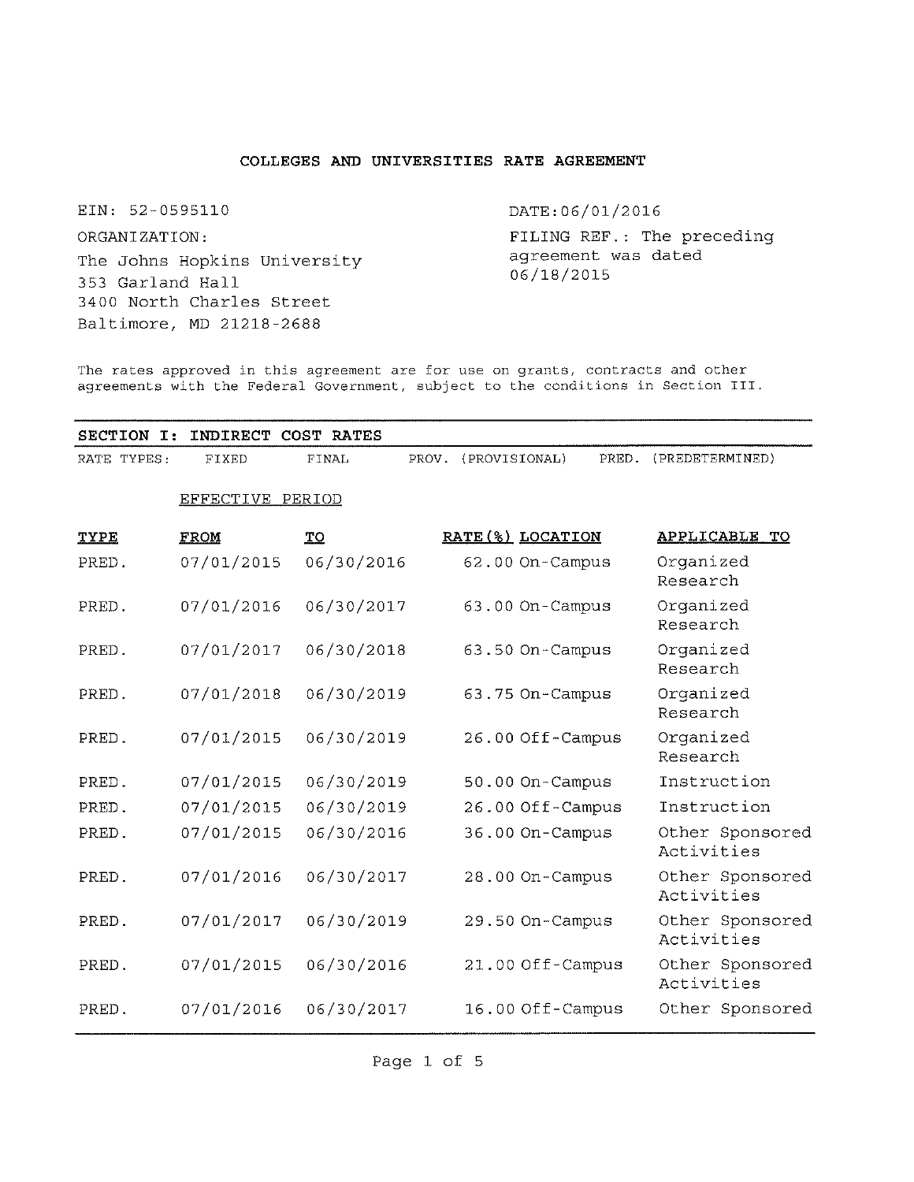# COLLEGES AND UNIVERSITIES RATE AGREEMENT

EIN: 52-0595110

DATE: 06/01/2016

ORGANIZATION:
The Johns Hopkins University
353 Garland Hall
3400 North Charles Street
Baltimore, MD 21218-2688

FILING REF.: The preceding agreement was dated 06/18/2015

The rates approved in this agreement are for use on grants, contracts and other agreements with the Federal Government, subject to the conditions in Section III.

## SECTION I: INDIRECT COST RATES

RATE TYPES: FIXED FINAL PROV. (PROVISIONAL) PRED. (PREDETERMINED)

| | EFFECTIVE PERIOD | | | | |
|---|---|---|---|---|---|
| **TYPE** | **FROM** | **TO** | **RATE(%)** | **LOCATION** | **APPLICABLE TO** |
| PRED. | 07/01/2015 | 06/30/2016 | 62.00 | On-Campus | Organized Research |
| PRED. | 07/01/2016 | 06/30/2017 | 63.00 | On-Campus | Organized Research |
| PRED. | 07/01/2017 | 06/30/2018 | 63.50 | On-Campus | Organized Research |
| PRED. | 07/01/2018 | 06/30/2019 | 63.75 | On-Campus | Organized Research |
| PRED. | 07/01/2015 | 06/30/2019 | 26.00 | Off-Campus | Organized Research |
| PRED. | 07/01/2015 | 06/30/2019 | 50.00 | On-Campus | Instruction |
| PRED. | 07/01/2015 | 06/30/2019 | 26.00 | Off-Campus | Instruction |
| PRED. | 07/01/2015 | 06/30/2016 | 36.00 | On-Campus | Other Sponsored Activities |
| PRED. | 07/01/2016 | 06/30/2017 | 28.00 | On-Campus | Other Sponsored Activities |
| PRED. | 07/01/2017 | 06/30/2019 | 29.50 | On-Campus | Other Sponsored Activities |
| PRED. | 07/01/2015 | 06/30/2016 | 21.00 | Off-Campus | Other Sponsored Activities |
| PRED. | 07/01/2016 | 06/30/2017 | 16.00 | Off-Campus | Other Sponsored |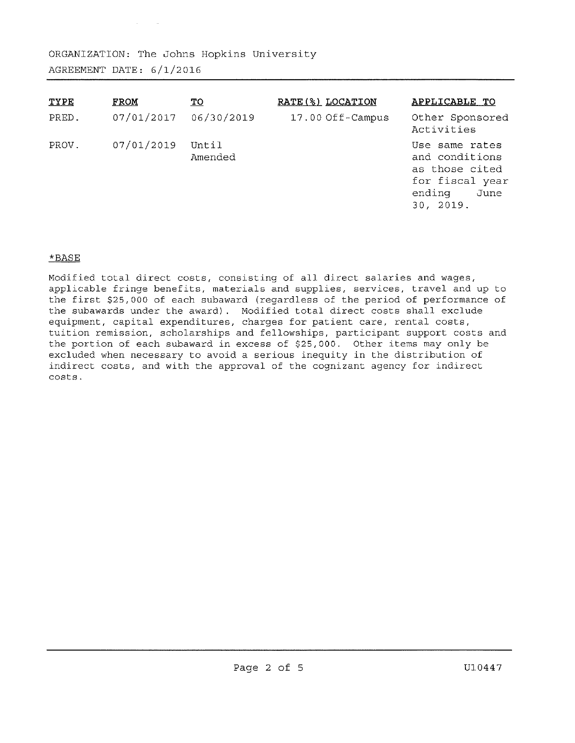ORGANIZATION: The Johns Hopkins University

AGREEMENT DATE: 6/1/2016

| TYPE | FROM | TO | RATE(%) | LOCATION | APPLICABLE TO |
|---|---|---|---|---|---|
| PRED. | 07/01/2017 | 06/30/2019 | 17.00 | Off-Campus | Other Sponsored Activities |
| PROV. | 07/01/2019 | Until Amended | | | Use same rates and conditions as those cited for fiscal year ending June 30, 2019. |

*BASE

Modified total direct costs, consisting of all direct salaries and wages, applicable fringe benefits, materials and supplies, services, travel and up to the first $25,000 of each subaward (regardless of the period of performance of the subawards under the award). Modified total direct costs shall exclude equipment, capital expenditures, charges for patient care, rental costs, tuition remission, scholarships and fellowships, participant support costs and the portion of each subaward in excess of $25,000. Other items may only be excluded when necessary to avoid a serious inequity in the distribution of indirect costs, and with the approval of the cognizant agency for indirect costs.

U10447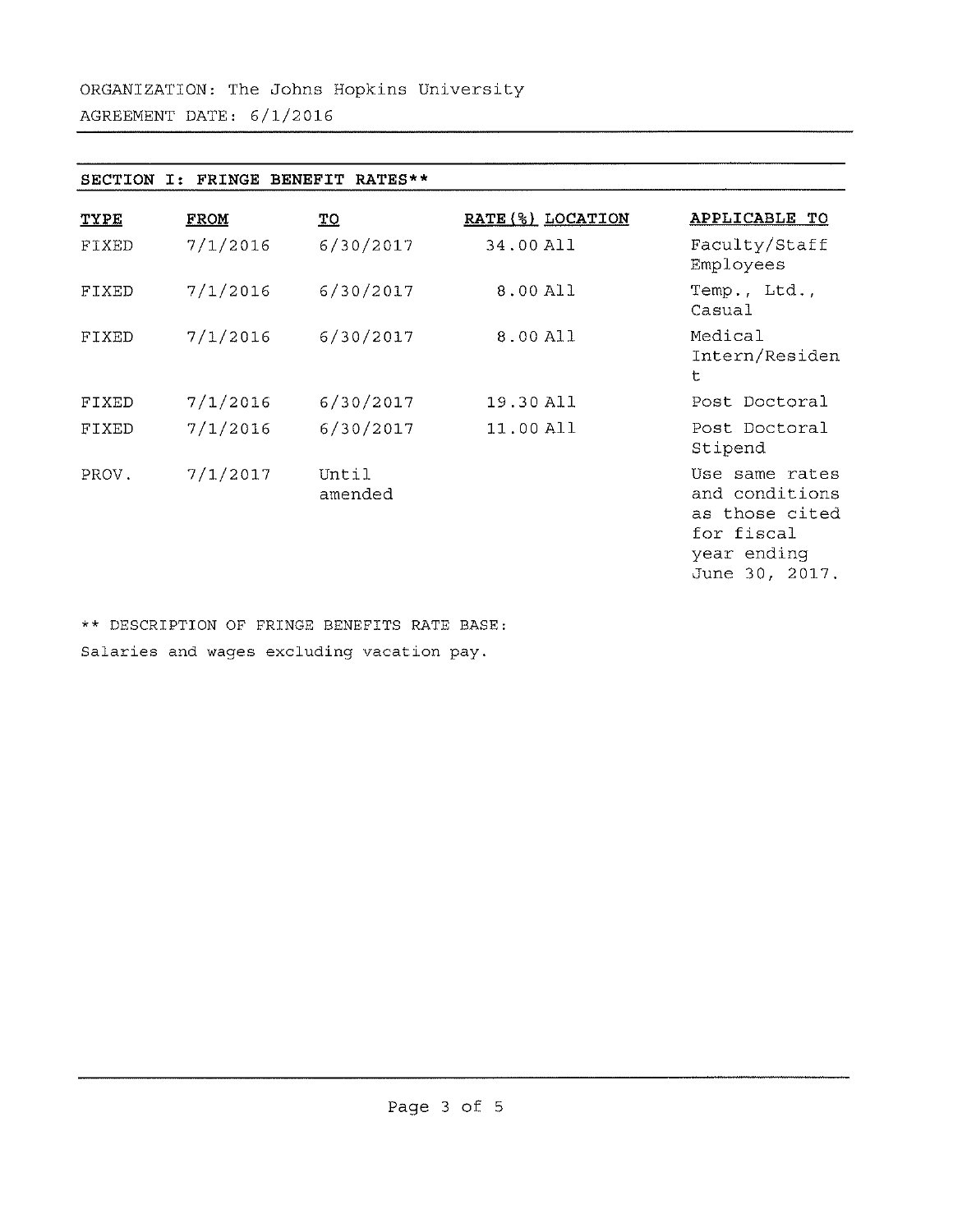ORGANIZATION: The Johns Hopkins University

AGREEMENT DATE: 6/1/2016

## SECTION I: FRINGE BENEFIT RATES**

| TYPE | FROM | TO | RATE(%) | LOCATION | APPLICABLE TO |
|---|---|---|---|---|---|
| FIXED | 7/1/2016 | 6/30/2017 | 34.00 | All | Faculty/Staff Employees |
| FIXED | 7/1/2016 | 6/30/2017 | 8.00 | All | Temp., Ltd., Casual |
| FIXED | 7/1/2016 | 6/30/2017 | 8.00 | All | Medical Intern/Resident |
| FIXED | 7/1/2016 | 6/30/2017 | 19.30 | All | Post Doctoral |
| FIXED | 7/1/2016 | 6/30/2017 | 11.00 | All | Post Doctoral Stipend |
| PROV. | 7/1/2017 | Until amended | | | Use same rates and conditions as those cited for fiscal year ending June 30, 2017. |

** DESCRIPTION OF FRINGE BENEFITS RATE BASE:

Salaries and wages excluding vacation pay.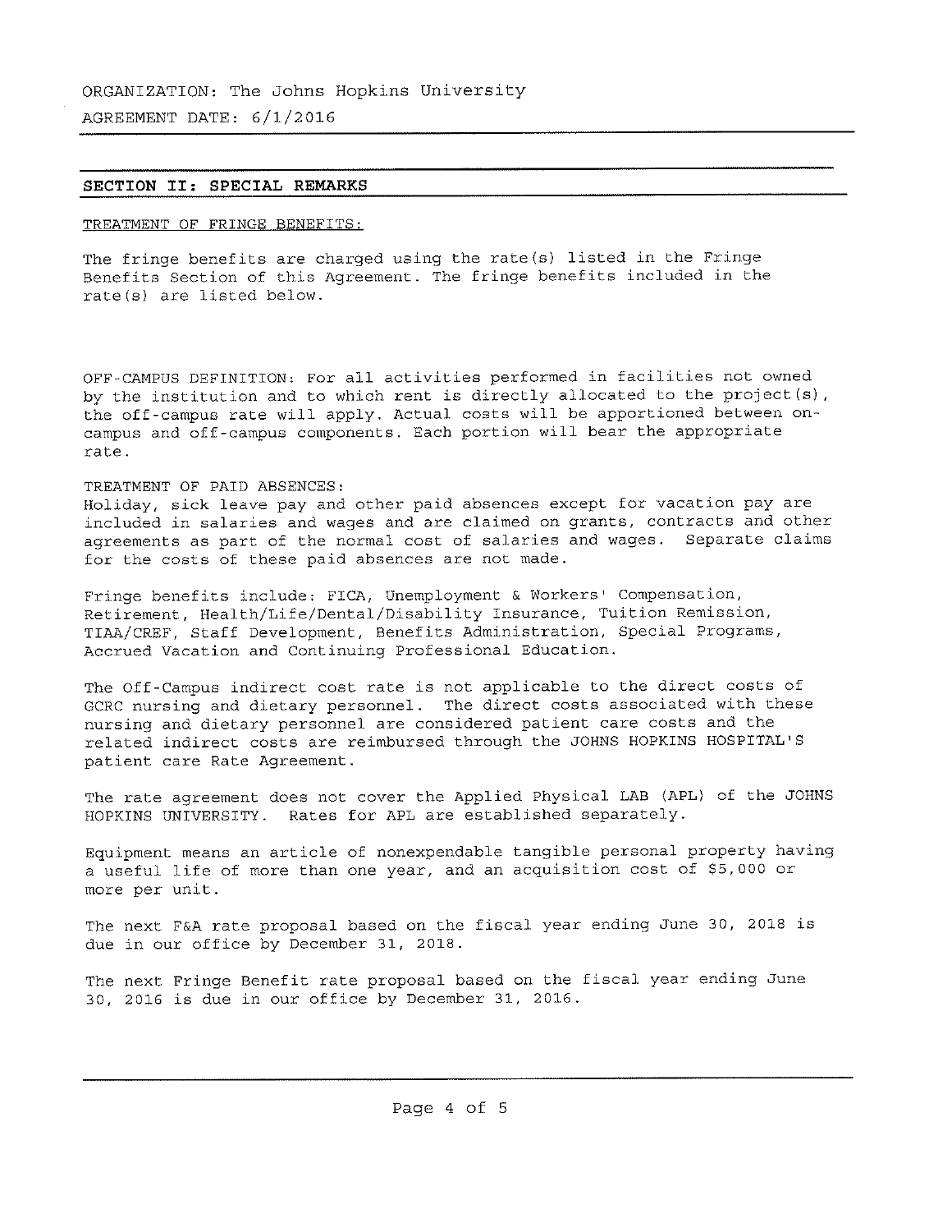ORGANIZATION: The Johns Hopkins University

AGREEMENT DATE: 6/1/2016

## SECTION II: SPECIAL REMARKS

TREATMENT OF FRINGE BENEFITS:

The fringe benefits are charged using the rate(s) listed in the Fringe Benefits Section of this Agreement. The fringe benefits included in the rate(s) are listed below.

OFF-CAMPUS DEFINITION: For all activities performed in facilities not owned by the institution and to which rent is directly allocated to the project(s), the off-campus rate will apply. Actual costs will be apportioned between on-campus and off-campus components. Each portion will bear the appropriate rate.

TREATMENT OF PAID ABSENCES:
Holiday, sick leave pay and other paid absences except for vacation pay are included in salaries and wages and are claimed on grants, contracts and other agreements as part of the normal cost of salaries and wages. Separate claims for the costs of these paid absences are not made.

Fringe benefits include: FICA, Unemployment & Workers' Compensation, Retirement, Health/Life/Dental/Disability Insurance, Tuition Remission, TIAA/CREF, Staff Development, Benefits Administration, Special Programs, Accrued Vacation and Continuing Professional Education.

The Off-Campus indirect cost rate is not applicable to the direct costs of GCRC nursing and dietary personnel. The direct costs associated with these nursing and dietary personnel are considered patient care costs and the related indirect costs are reimbursed through the JOHNS HOPKINS HOSPITAL'S patient care Rate Agreement.

The rate agreement does not cover the Applied Physical LAB (APL) of the JOHNS HOPKINS UNIVERSITY. Rates for APL are established separately.

Equipment means an article of nonexpendable tangible personal property having a useful life of more than one year, and an acquisition cost of $5,000 or more per unit.

The next F&A rate proposal based on the fiscal year ending June 30, 2018 is due in our office by December 31, 2018.

The next Fringe Benefit rate proposal based on the fiscal year ending June 30, 2016 is due in our office by December 31, 2016.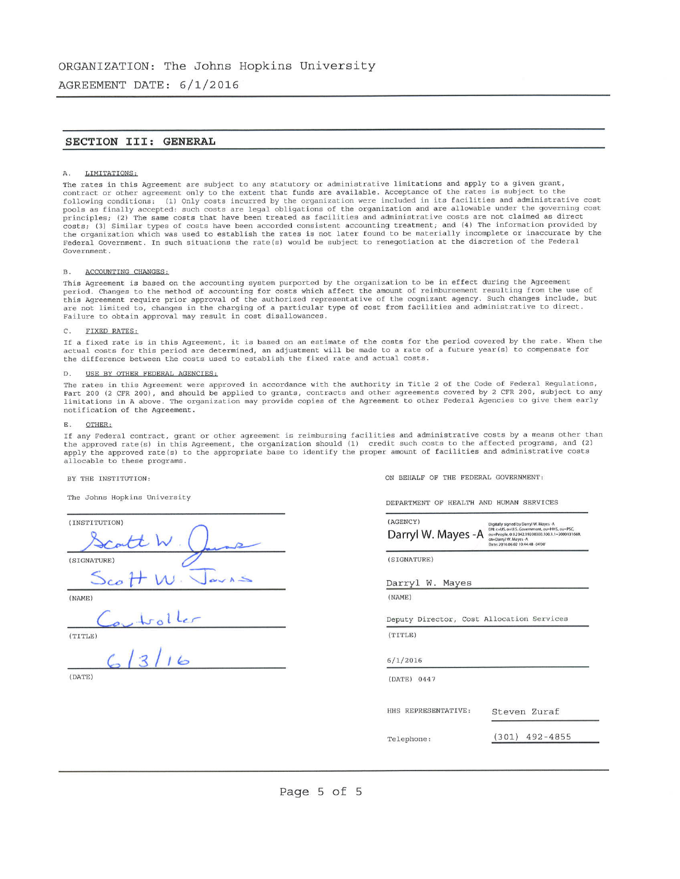ORGANIZATION: The Johns Hopkins University

AGREEMENT DATE: 6/1/2016

## SECTION III: GENERAL

A. LIMITATIONS:

The rates in this Agreement are subject to any statutory or administrative limitations and apply to a given grant, contract or other agreement only to the extent that funds are available. Acceptance of the rates is subject to the following conditions: (1) Only costs incurred by the organization were included in its facilities and administrative cost pools as finally accepted: such costs are legal obligations of the organization and are allowable under the governing cost principles; (2) The same costs that have been treated as facilities and administrative costs are not claimed as direct costs; (3) Similar types of costs have been accorded consistent accounting treatment; and (4) The information provided by the organization which was used to establish the rates is not later found to be materially incomplete or inaccurate by the Federal Government. In such situations the rate(s) would be subject to renegotiation at the discretion of the Federal Government.

B. ACCOUNTING CHANGES:

This Agreement is based on the accounting system purported by the organization to be in effect during the Agreement period. Changes to the method of accounting for costs which affect the amount of reimbursement resulting from the use of this Agreement require prior approval of the authorized representative of the cognizant agency. Such changes include, but are not limited to, changes in the charging of a particular type of cost from facilities and administrative to direct. Failure to obtain approval may result in cost disallowances.

C. FIXED RATES:

If a fixed rate is in this Agreement, it is based on an estimate of the costs for the period covered by the rate. When the actual costs for this period are determined, an adjustment will be made to a rate of a future year(s) to compensate for the difference between the costs used to establish the fixed rate and actual costs.

D. USE BY OTHER FEDERAL AGENCIES:

The rates in this Agreement were approved in accordance with the authority in Title 2 of the Code of Federal Regulations, Part 200 (2 CFR 200), and should be applied to grants, contracts and other agreements covered by 2 CFR 200, subject to any limitations in A above. The organization may provide copies of the Agreement to other Federal Agencies to give them early notification of the Agreement.

E. OTHER:

If any Federal contract, grant or other agreement is reimbursing facilities and administrative costs by a means other than the approved rate(s) in this Agreement, the organization should (1) credit such costs to the affected programs, and (2) apply the approved rate(s) to the appropriate base to identify the proper amount of facilities and administrative costs allocable to these programs.

BY THE INSTITUTION:

The Johns Hopkins University

(INSTITUTION)

Scott W. Jarvis

(SIGNATURE)

Scott W. Jarvis

(NAME)

Controller

(TITLE)

6/3/16

(DATE)

ON BEHALF OF THE FEDERAL GOVERNMENT:

DEPARTMENT OF HEALTH AND HUMAN SERVICES

(AGENCY)

Darryl W. Mayes -A

Digitally signed by Darryl W. Mayes -A
DN: c=US, o=U.S. Government, ou=HHS, ou=PSC, ou=People, 0.9.2342.19200300.100.1.1=2000131669, cn=Darryl W. Mayes -A
Date: 2016.06.02 10:44:48 -04'00'

(SIGNATURE)

Darryl W. Mayes

(NAME)

Deputy Director, Cost Allocation Services

(TITLE)

6/1/2016

(DATE) 0447

HHS REPRESENTATIVE: Steven Zuraf

Telephone: (301) 492-4855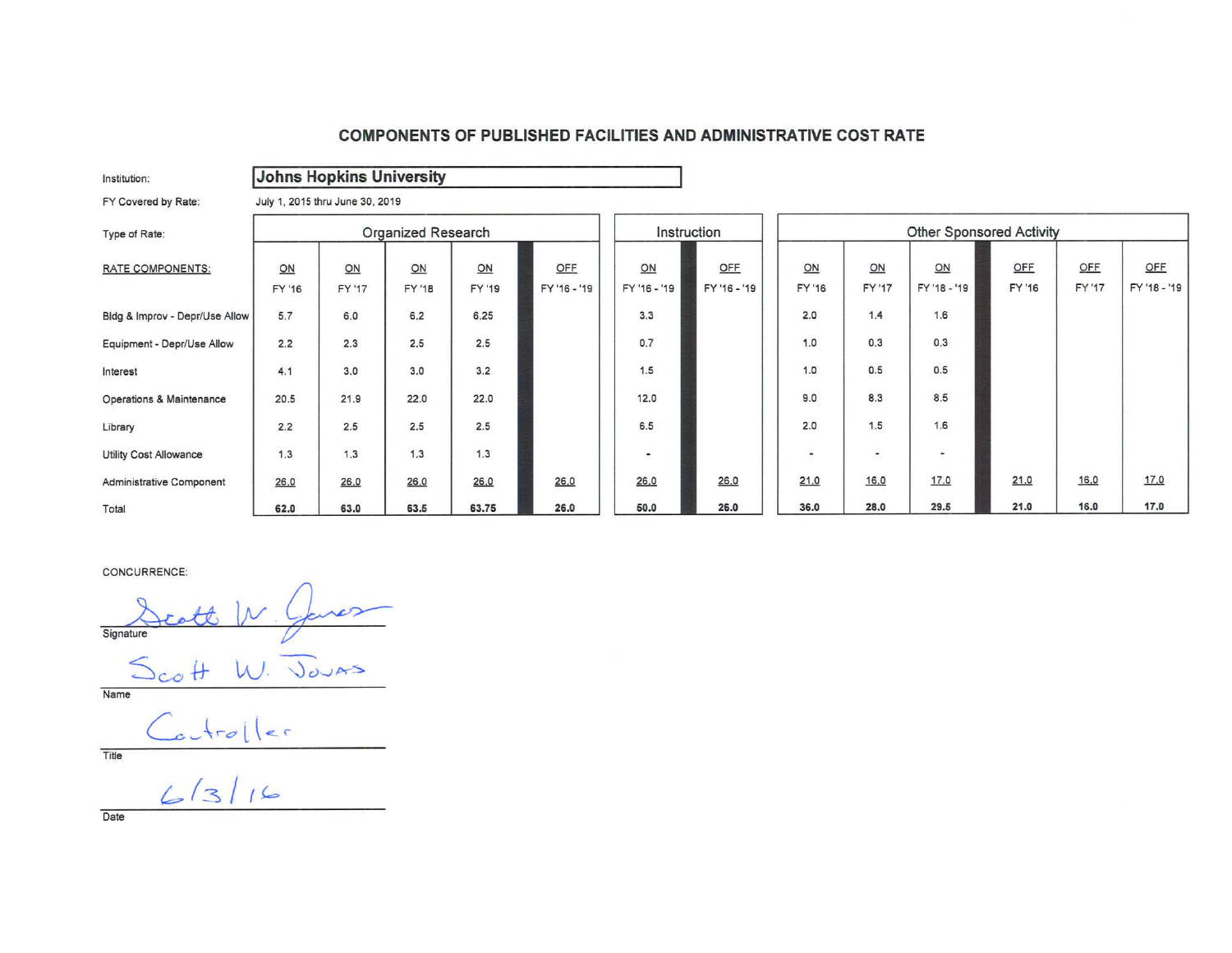# COMPONENTS OF PUBLISHED FACILITIES AND ADMINISTRATIVE COST RATE

Institution: **Johns Hopkins University**

FY Covered by Rate: July 1, 2015 thru June 30, 2019

| Type of Rate: | Organized Research | | | | | Instruction | | Other Sponsored Activity | | | | | |
|---|---|---|---|---|---|---|---|---|---|---|---|---|---|
| RATE COMPONENTS: | ON FY '16 | ON FY '17 | ON FY '18 | ON FY '19 | OFF FY '16 - '19 | ON FY '16 - '19 | OFF FY '16 - '19 | ON FY '16 | ON FY '17 | ON FY '18 - '19 | OFF FY '16 | OFF FY '17 | OFF FY '18 - '19 |
| Bldg & Improv - Depr/Use Allow | 5.7 | 6.0 | 6.2 | 6.25 | | 3.3 | | 2.0 | 1.4 | 1.6 | | | |
| Equipment - Depr/Use Allow | 2.2 | 2.3 | 2.5 | 2.5 | | 0.7 | | 1.0 | 0.3 | 0.3 | | | |
| Interest | 4.1 | 3.0 | 3.0 | 3.2 | | 1.5 | | 1.0 | 0.5 | 0.5 | | | |
| Operations & Maintenance | 20.5 | 21.9 | 22.0 | 22.0 | | 12.0 | | 9.0 | 8.3 | 8.5 | | | |
| Library | 2.2 | 2.5 | 2.5 | 2.5 | | 6.5 | | 2.0 | 1.5 | 1.6 | | | |
| Utility Cost Allowance | 1.3 | 1.3 | 1.3 | 1.3 | | - | | - | - | - | | | |
| Administrative Component | 26.0 | 26.0 | 26.0 | 26.0 | 26.0 | 26.0 | 26.0 | 21.0 | 16.0 | 17.0 | 21.0 | 16.0 | 17.0 |
| Total | 62.0 | 63.0 | 63.5 | 63.75 | 26.0 | 50.0 | 26.0 | 36.0 | 28.0 | 29.5 | 21.0 | 16.0 | 17.0 |

CONCURRENCE:

Scott W. Jones
Signature

Scott W. Jones
Name

Controller
Title

6/3/16
Date